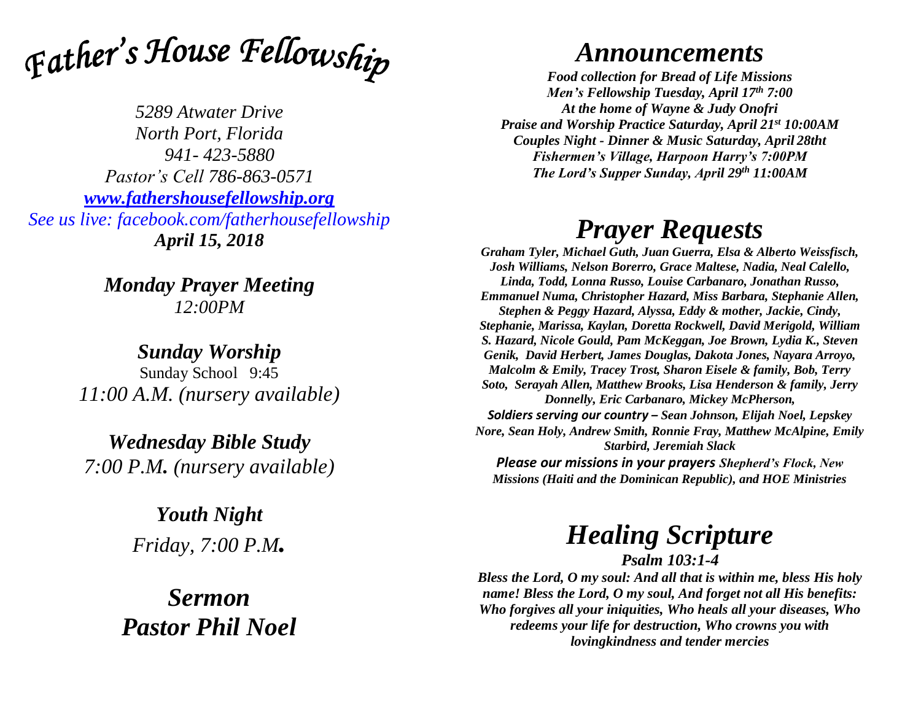# *Father's House Fellowship*

*5289 Atwater Drive*
*North Port, Florida*
*941- 423-5880*
*Pastor's Cell 786-863-0571*
*[www.fathershousefellowship.org](http://www.fathershousefellowship.org)*
*See us live: facebook.com/fatherhousefellowship*
***April 15, 2018***

***Monday Prayer Meeting***
*12:00PM*

***Sunday Worship***
Sunday School 9:45
*11:00 A.M. (nursery available)*

***Wednesday Bible Study***
*7:00 P.M. (nursery available)*

***Youth Night***
*Friday, 7:00 P.M.*

***Sermon***
***Pastor Phil Noel***

## *Announcements*

***Food collection for Bread of Life Missions***
***Men's Fellowship Tuesday, April 17th 7:00***
***At the home of Wayne & Judy Onofri***
***Praise and Worship Practice Saturday, April 21st 10:00AM***
***Couples Night - Dinner & Music Saturday, April 28tht***
***Fishermen's Village, Harpoon Harry's 7:00PM***
***The Lord's Supper Sunday, April 29th 11:00AM***

## *Prayer Requests*

***Graham Tyler, Michael Guth, Juan Guerra, Elsa & Alberto Weissfisch, Josh Williams, Nelson Borerro, Grace Maltese, Nadia, Neal Calello, Linda, Todd, Lonna Russo, Louise Carbanaro, Jonathan Russo, Emmanuel Numa, Christopher Hazard, Miss Barbara, Stephanie Allen, Stephen & Peggy Hazard, Alyssa, Eddy & mother, Jackie, Cindy, Stephanie, Marissa, Kaylan, Doretta Rockwell, David Merigold, William S. Hazard, Nicole Gould, Pam McKeggan, Joe Brown, Lydia K., Steven Genik, David Herbert, James Douglas, Dakota Jones, Nayara Arroyo, Malcolm & Emily, Tracey Trost, Sharon Eisele & family, Bob, Terry Soto, Serayah Allen, Matthew Brooks, Lisa Henderson & family, Jerry Donnelly, Eric Carbanaro, Mickey McPherson,***

***Soldiers serving our country – Sean Johnson, Elijah Noel, Lepskey Nore, Sean Holy, Andrew Smith, Ronnie Fray, Matthew McAlpine, Emily Starbird, Jeremiah Slack***

***Please our missions in your prayers Shepherd's Flock, New Missions (Haiti and the Dominican Republic), and HOE Ministries***

## *Healing Scripture*

***Psalm 103:1-4***

***Bless the Lord, O my soul: And all that is within me, bless His holy name! Bless the Lord, O my soul, And forget not all His benefits: Who forgives all your iniquities, Who heals all your diseases, Who redeems your life for destruction, Who crowns you with lovingkindness and tender mercies***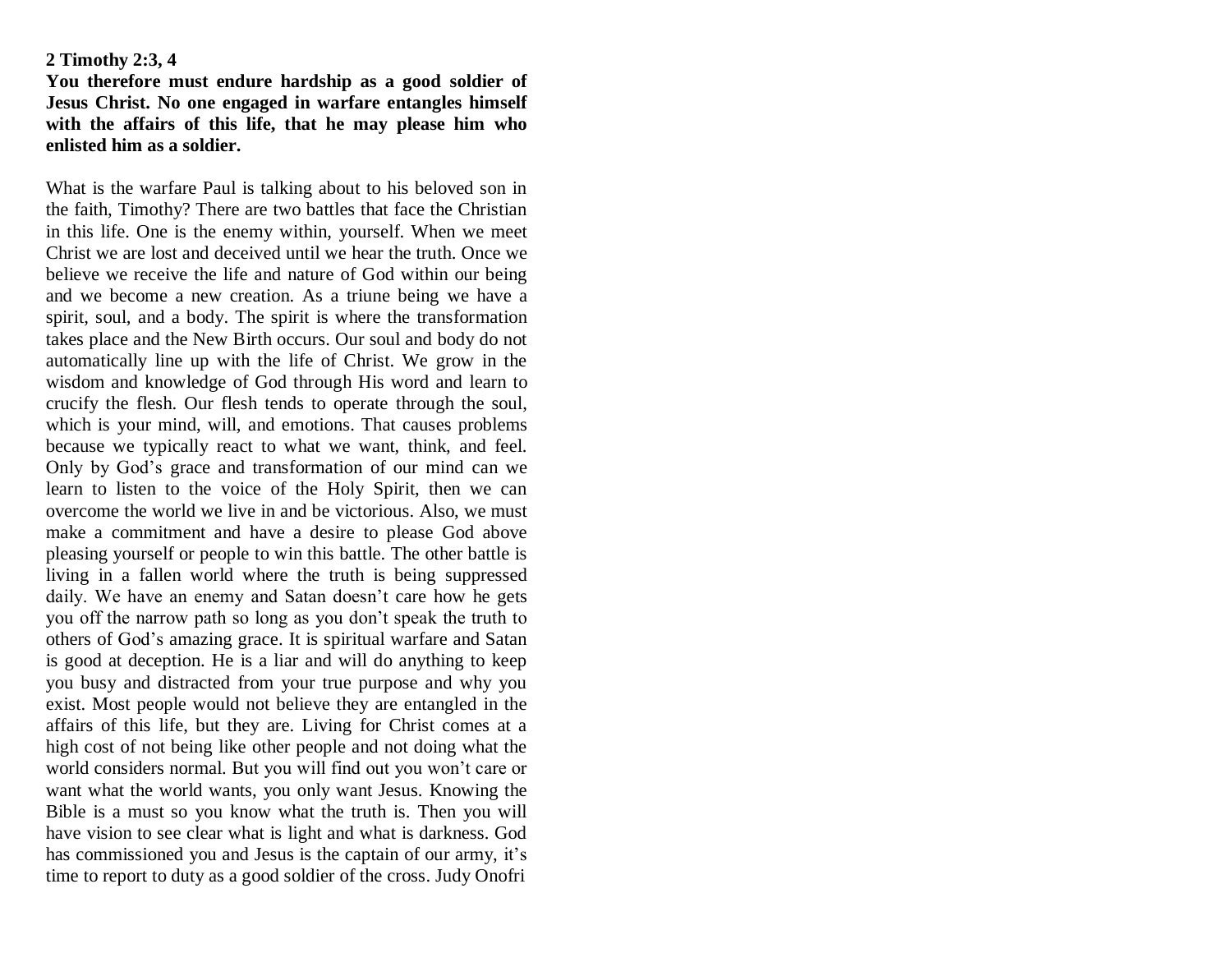**2 Timothy 2:3, 4**

**You therefore must endure hardship as a good soldier of Jesus Christ. No one engaged in warfare entangles himself with the affairs of this life, that he may please him who enlisted him as a soldier.**

What is the warfare Paul is talking about to his beloved son in the faith, Timothy? There are two battles that face the Christian in this life. One is the enemy within, yourself. When we meet Christ we are lost and deceived until we hear the truth. Once we believe we receive the life and nature of God within our being and we become a new creation. As a triune being we have a spirit, soul, and a body. The spirit is where the transformation takes place and the New Birth occurs. Our soul and body do not automatically line up with the life of Christ. We grow in the wisdom and knowledge of God through His word and learn to crucify the flesh. Our flesh tends to operate through the soul, which is your mind, will, and emotions. That causes problems because we typically react to what we want, think, and feel. Only by God's grace and transformation of our mind can we learn to listen to the voice of the Holy Spirit, then we can overcome the world we live in and be victorious. Also, we must make a commitment and have a desire to please God above pleasing yourself or people to win this battle. The other battle is living in a fallen world where the truth is being suppressed daily. We have an enemy and Satan doesn't care how he gets you off the narrow path so long as you don't speak the truth to others of God's amazing grace. It is spiritual warfare and Satan is good at deception. He is a liar and will do anything to keep you busy and distracted from your true purpose and why you exist. Most people would not believe they are entangled in the affairs of this life, but they are. Living for Christ comes at a high cost of not being like other people and not doing what the world considers normal. But you will find out you won't care or want what the world wants, you only want Jesus. Knowing the Bible is a must so you know what the truth is. Then you will have vision to see clear what is light and what is darkness. God has commissioned you and Jesus is the captain of our army, it's time to report to duty as a good soldier of the cross. Judy Onofri